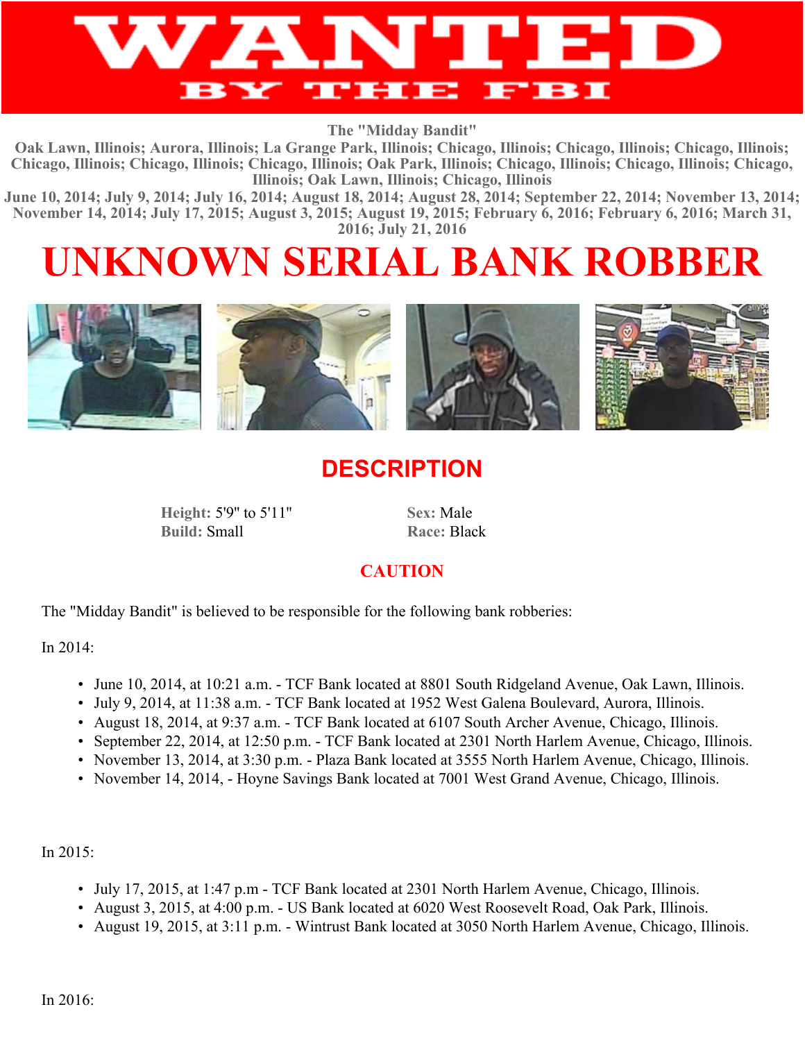# WANTED BY THE FBI

**The "Midday Bandit"**

**Oak Lawn, Illinois; Aurora, Illinois; La Grange Park, Illinois; Chicago, Illinois; Chicago, Illinois; Chicago, Illinois; Chicago, Illinois; Chicago, Illinois; Chicago, Illinois; Oak Park, Illinois; Chicago, Illinois; Chicago, Illinois; Chicago, Illinois; Oak Lawn, Illinois; Chicago, Illinois**

**June 10, 2014; July 9, 2014; July 16, 2014; August 18, 2014; August 28, 2014; September 22, 2014; November 13, 2014; November 14, 2014; July 17, 2015; August 3, 2015; August 19, 2015; February 6, 2016; February 6, 2016; March 31, 2016; July 21, 2016**

# UNKNOWN SERIAL BANK ROBBER

## DESCRIPTION

**Height:** 5'9" to 5'11"
**Build:** Small

**Sex:** Male
**Race:** Black

## CAUTION

The "Midday Bandit" is believed to be responsible for the following bank robberies:

In 2014:

- June 10, 2014, at 10:21 a.m. - TCF Bank located at 8801 South Ridgeland Avenue, Oak Lawn, Illinois.
- July 9, 2014, at 11:38 a.m. - TCF Bank located at 1952 West Galena Boulevard, Aurora, Illinois.
- August 18, 2014, at 9:37 a.m. - TCF Bank located at 6107 South Archer Avenue, Chicago, Illinois.
- September 22, 2014, at 12:50 p.m. - TCF Bank located at 2301 North Harlem Avenue, Chicago, Illinois.
- November 13, 2014, at 3:30 p.m. - Plaza Bank located at 3555 North Harlem Avenue, Chicago, Illinois.
- November 14, 2014, - Hoyne Savings Bank located at 7001 West Grand Avenue, Chicago, Illinois.

In 2015:

- July 17, 2015, at 1:47 p.m - TCF Bank located at 2301 North Harlem Avenue, Chicago, Illinois.
- August 3, 2015, at 4:00 p.m. - US Bank located at 6020 West Roosevelt Road, Oak Park, Illinois.
- August 19, 2015, at 3:11 p.m. - Wintrust Bank located at 3050 North Harlem Avenue, Chicago, Illinois.

In 2016: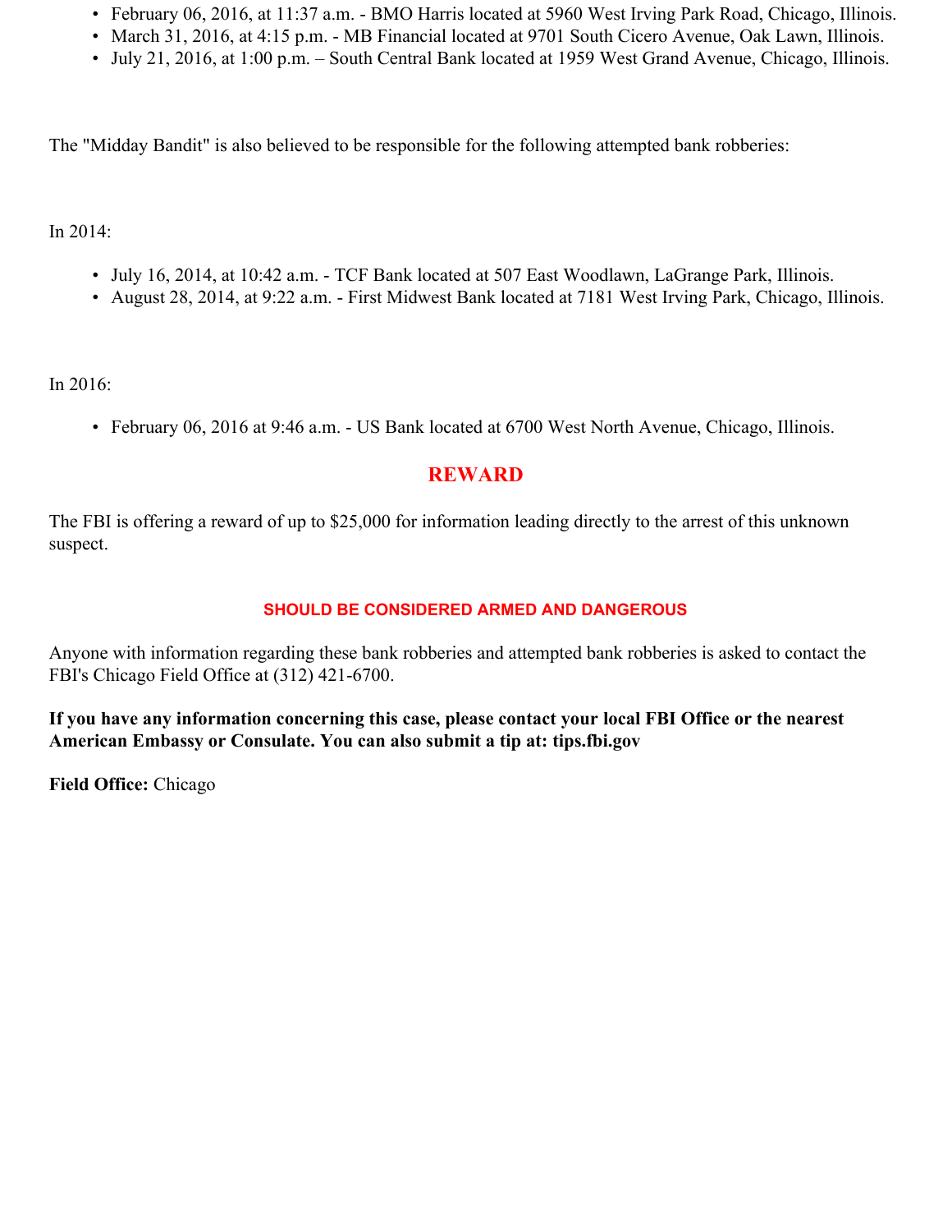- February 06, 2016, at 11:37 a.m. - BMO Harris located at 5960 West Irving Park Road, Chicago, Illinois.
- March 31, 2016, at 4:15 p.m. - MB Financial located at 9701 South Cicero Avenue, Oak Lawn, Illinois.
- July 21, 2016, at 1:00 p.m. – South Central Bank located at 1959 West Grand Avenue, Chicago, Illinois.

The "Midday Bandit" is also believed to be responsible for the following attempted bank robberies:

In 2014:

- July 16, 2014, at 10:42 a.m. - TCF Bank located at 507 East Woodlawn, LaGrange Park, Illinois.
- August 28, 2014, at 9:22 a.m. - First Midwest Bank located at 7181 West Irving Park, Chicago, Illinois.

In 2016:

- February 06, 2016 at 9:46 a.m. - US Bank located at 6700 West North Avenue, Chicago, Illinois.

## REWARD

The FBI is offering a reward of up to $25,000 for information leading directly to the arrest of this unknown suspect.

**SHOULD BE CONSIDERED ARMED AND DANGEROUS**

Anyone with information regarding these bank robberies and attempted bank robberies is asked to contact the FBI's Chicago Field Office at (312) 421-6700.

**If you have any information concerning this case, please contact your local FBI Office or the nearest American Embassy or Consulate. You can also submit a tip at: tips.fbi.gov**

**Field Office:** Chicago